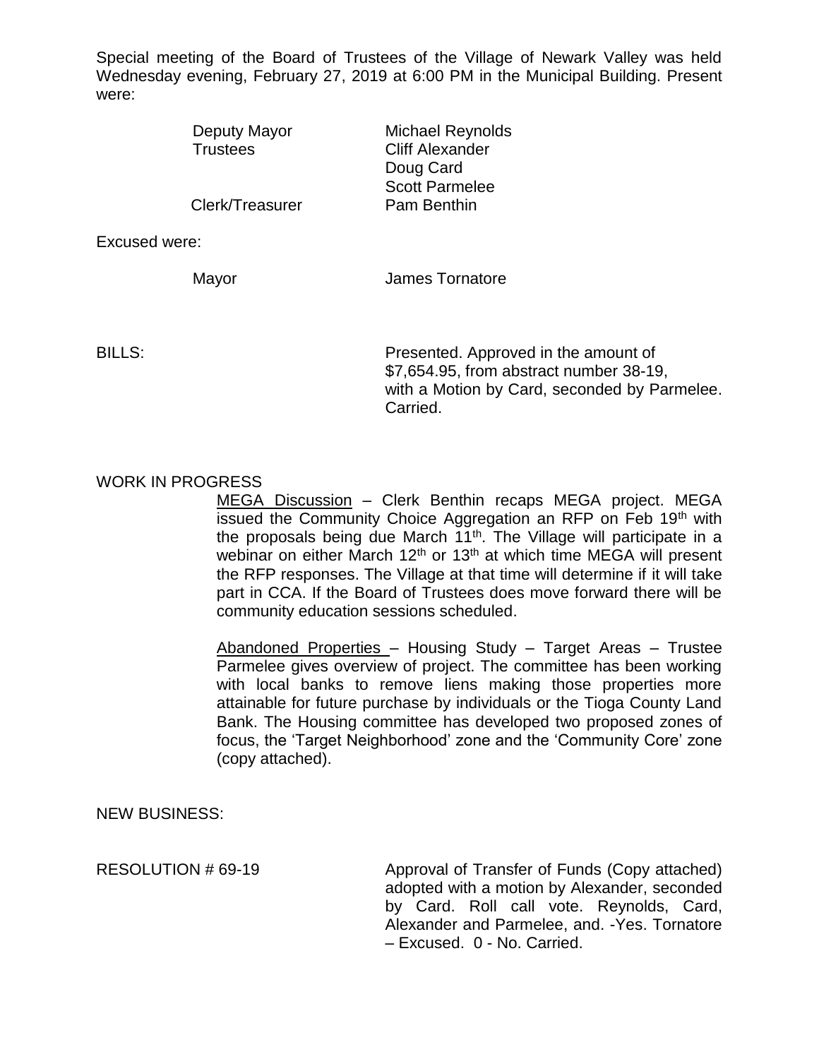Special meeting of the Board of Trustees of the Village of Newark Valley was held Wednesday evening, February 27, 2019 at 6:00 PM in the Municipal Building. Present were:

| | |
|---|---|
| Deputy Mayor | Michael Reynolds |
| Trustees | Cliff Alexander |
| | Doug Card |
| | Scott Parmelee |
| Clerk/Treasurer | Pam Benthin |

Excused were:

| | |
|---|---|
| Mayor | James Tornatore |

BILLS: Presented. Approved in the amount of $7,654.95, from abstract number 38-19, with a Motion by Card, seconded by Parmelee. Carried.

WORK IN PROGRESS

MEGA Discussion – Clerk Benthin recaps MEGA project. MEGA issued the Community Choice Aggregation an RFP on Feb 19th with the proposals being due March 11th. The Village will participate in a webinar on either March 12th or 13th at which time MEGA will present the RFP responses. The Village at that time will determine if it will take part in CCA. If the Board of Trustees does move forward there will be community education sessions scheduled.

Abandoned Properties – Housing Study – Target Areas – Trustee Parmelee gives overview of project. The committee has been working with local banks to remove liens making those properties more attainable for future purchase by individuals or the Tioga County Land Bank. The Housing committee has developed two proposed zones of focus, the 'Target Neighborhood' zone and the 'Community Core' zone (copy attached).

NEW BUSINESS:

RESOLUTION # 69-19 Approval of Transfer of Funds (Copy attached) adopted with a motion by Alexander, seconded by Card. Roll call vote. Reynolds, Card, Alexander and Parmelee, and. -Yes. Tornatore – Excused. 0 - No. Carried.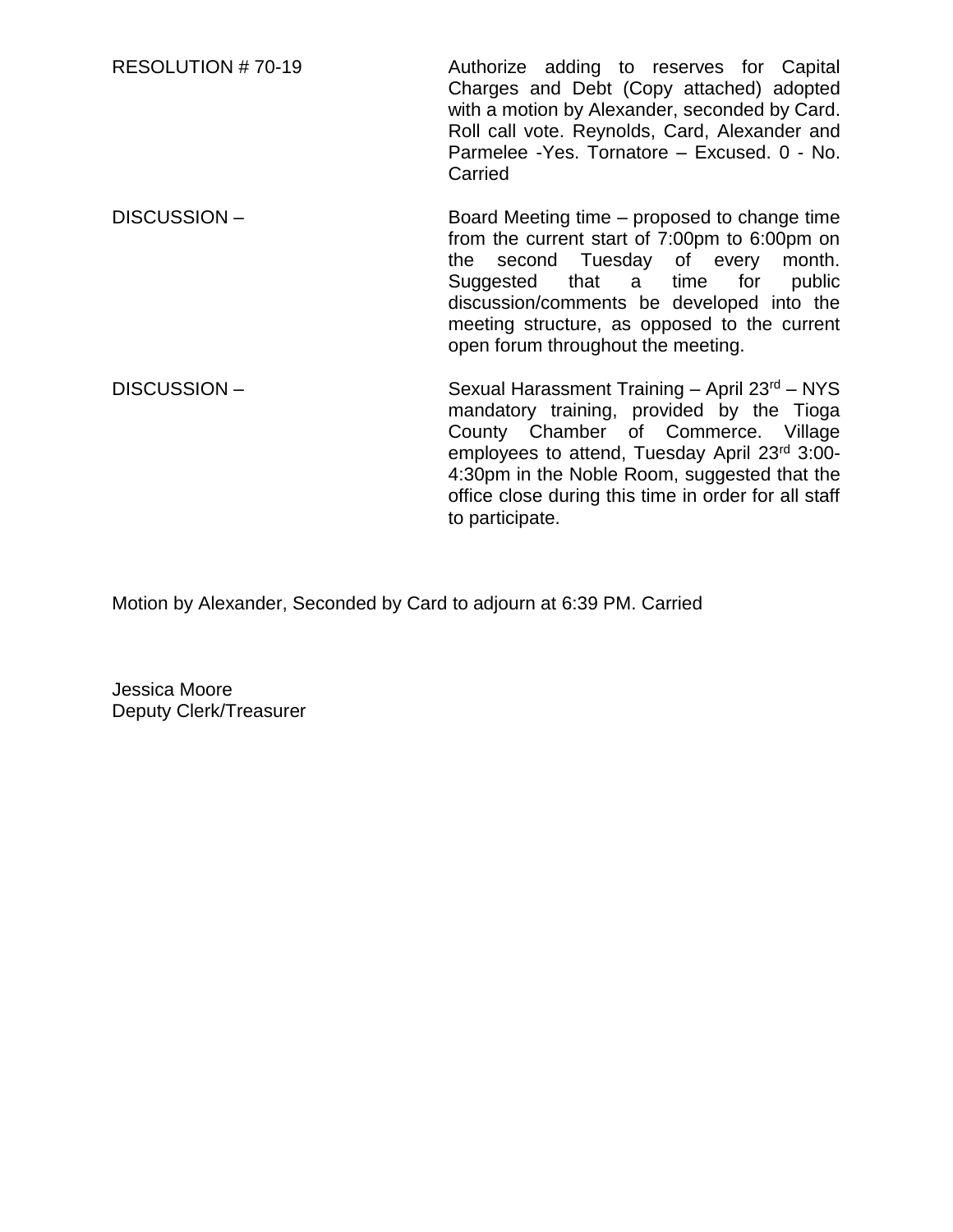RESOLUTION # 70-19

Authorize adding to reserves for Capital Charges and Debt (Copy attached) adopted with a motion by Alexander, seconded by Card. Roll call vote. Reynolds, Card, Alexander and Parmelee -Yes. Tornatore – Excused. 0 - No. Carried

DISCUSSION –

Board Meeting time – proposed to change time from the current start of 7:00pm to 6:00pm on the second Tuesday of every month. Suggested that a time for public discussion/comments be developed into the meeting structure, as opposed to the current open forum throughout the meeting.

DISCUSSION –

Sexual Harassment Training – April 23rd – NYS mandatory training, provided by the Tioga County Chamber of Commerce. Village employees to attend, Tuesday April 23rd 3:00-4:30pm in the Noble Room, suggested that the office close during this time in order for all staff to participate.

Motion by Alexander, Seconded by Card to adjourn at 6:39 PM. Carried

Jessica Moore
Deputy Clerk/Treasurer